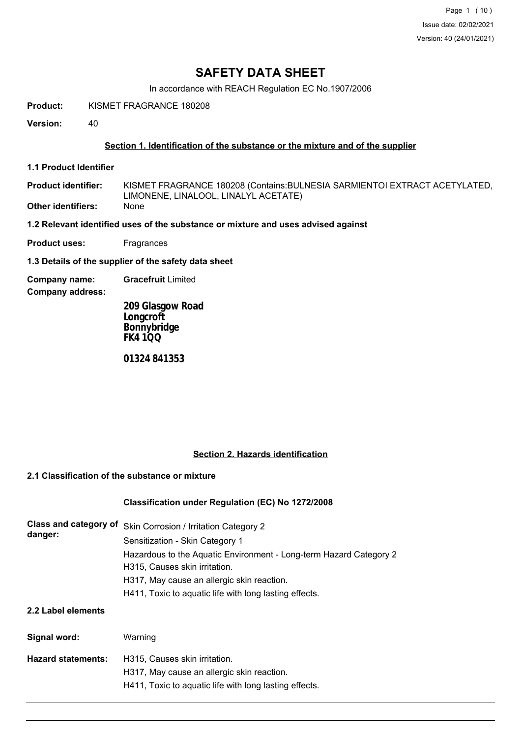# SAFETY DATA SHEET

In accordance with REACH Regulation EC No.1907/2006

**Product:** KISMET FRAGRANCE 180208

**Version:** 40

## Section 1. Identification of the substance or the mixture and of the supplier

### 1.1 Product Identifier

**Product identifier:** KISMET FRAGRANCE 180208 (Contains:BULNESIA SARMIENTOI EXTRACT ACETYLATED, LIMONENE, LINALOOL, LINALYL ACETATE)

**Other identifiers:** None

### 1.2 Relevant identified uses of the substance or mixture and uses advised against

**Product uses:** Fragrances

### 1.3 Details of the supplier of the safety data sheet

**Company name:** **Gracefruit** Limited

**Company address:**

**209 Glasgow Road**
**Longcroft**
**Bonnybridge**
**FK4 1QQ**

**01324 841353**

## Section 2. Hazards identification

### 2.1 Classification of the substance or mixture

**Classification under Regulation (EC) No 1272/2008**

**Class and category of danger:**

Skin Corrosion / Irritation Category 2
Sensitization - Skin Category 1
Hazardous to the Aquatic Environment - Long-term Hazard Category 2
H315, Causes skin irritation.
H317, May cause an allergic skin reaction.
H411, Toxic to aquatic life with long lasting effects.

### 2.2 Label elements

**Signal word:** Warning

**Hazard statements:**

H315, Causes skin irritation.
H317, May cause an allergic skin reaction.
H411, Toxic to aquatic life with long lasting effects.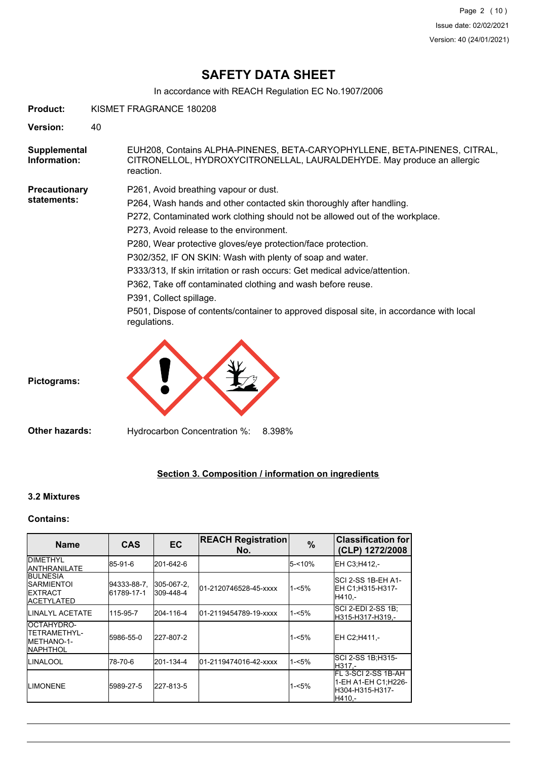# SAFETY DATA SHEET

In accordance with REACH Regulation EC No.1907/2006

**Product:** KISMET FRAGRANCE 180208

**Version:** 40

**Supplemental Information:** EUH208, Contains ALPHA-PINENES, BETA-CARYOPHYLLENE, BETA-PINENES, CITRAL, CITRONELLOL, HYDROXYCITRONELLAL, LAURALDEHYDE. May produce an allergic reaction.

**Precautionary statements:**

P261, Avoid breathing vapour or dust.

P264, Wash hands and other contacted skin thoroughly after handling.

P272, Contaminated work clothing should not be allowed out of the workplace.

P273, Avoid release to the environment.

P280, Wear protective gloves/eye protection/face protection.

P302/352, IF ON SKIN: Wash with plenty of soap and water.

P333/313, If skin irritation or rash occurs: Get medical advice/attention.

P362, Take off contaminated clothing and wash before reuse.

P391, Collect spillage.

P501, Dispose of contents/container to approved disposal site, in accordance with local regulations.

**Pictograms:**

**Other hazards:** Hydrocarbon Concentration %: 8.398%

## Section 3. Composition / information on ingredients

### 3.2 Mixtures

**Contains:**

| Name | CAS | EC | REACH Registration No. | % | Classification for (CLP) 1272/2008 |
|---|---|---|---|---|---|
| DIMETHYL ANTHRANILATE | 85-91-6 | 201-642-6 | | 5-<10% | EH C3;H412,- |
| BULNESIA SARMIENTOI EXTRACT ACETYLATED | 94333-88-7, 61789-17-1 | 305-067-2, 309-448-4 | 01-2120746528-45-xxxx | 1-<5% | SCI 2-SS 1B-EH A1-EH C1;H315-H317-H410,- |
| LINALYL ACETATE | 115-95-7 | 204-116-4 | 01-2119454789-19-xxxx | 1-<5% | SCI 2-EDI 2-SS 1B;H315-H317-H319,- |
| OCTAHYDRO-TETRAMETHYL-METHANO-1-NAPHTHOL | 5986-55-0 | 227-807-2 | | 1-<5% | EH C2;H411,- |
| LINALOOL | 78-70-6 | 201-134-4 | 01-2119474016-42-xxxx | 1-<5% | SCI 2-SS 1B;H315-H317,- |
| LIMONENE | 5989-27-5 | 227-813-5 | | 1-<5% | FL 3-SCI 2-SS 1B-AH 1-EH A1-EH C1;H226-H304-H315-H317-H410,- |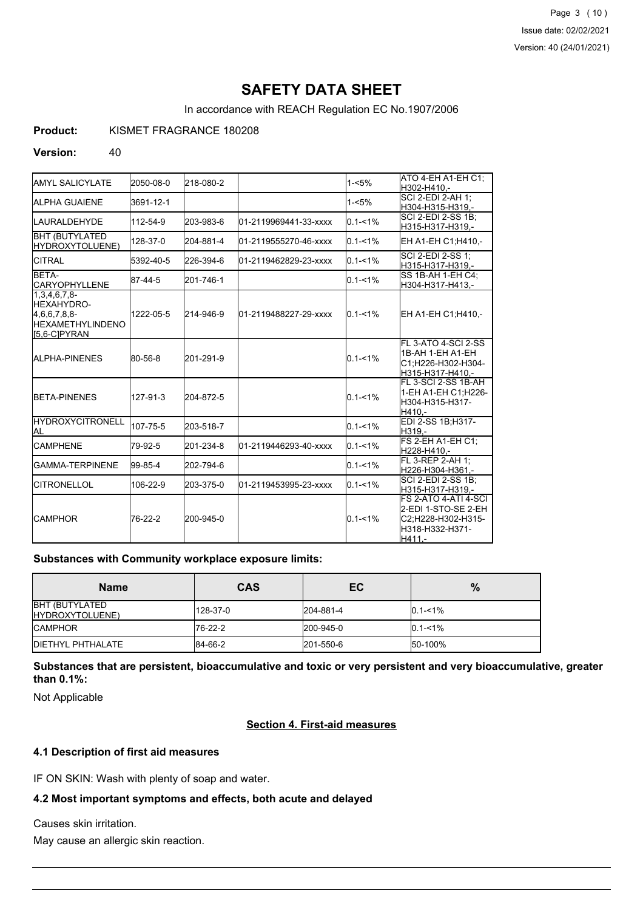# SAFETY DATA SHEET

In accordance with REACH Regulation EC No.1907/2006

**Product:** KISMET FRAGRANCE 180208

**Version:** 40

| | | | | | |
|---|---|---|---|---|---|
| AMYL SALICYLATE | 2050-08-0 | 218-080-2 | | 1-<5% | ATO 4-EH A1-EH C1; H302-H410,- |
| ALPHA GUAIENE | 3691-12-1 | | | 1-<5% | SCI 2-EDI 2-AH 1; H304-H315-H319,- |
| LAURALDEHYDE | 112-54-9 | 203-983-6 | 01-2119969441-33-xxxx | 0.1-<1% | SCI 2-EDI 2-SS 1B; H315-H317-H319,- |
| BHT (BUTYLATED HYDROXYTOLUENE) | 128-37-0 | 204-881-4 | 01-2119555270-46-xxxx | 0.1-<1% | EH A1-EH C1;H410,- |
| CITRAL | 5392-40-5 | 226-394-6 | 01-2119462829-23-xxxx | 0.1-<1% | SCI 2-EDI 2-SS 1; H315-H317-H319,- |
| BETA-CARYOPHYLLENE | 87-44-5 | 201-746-1 | | 0.1-<1% | SS 1B-AH 1-EH C4; H304-H317-H413,- |
| 1,3,4,6,7,8-HEXAHYDRO-4,6,6,7,8,8-HEXAMETHYLINDENO [5,6-C]PYRAN | 1222-05-5 | 214-946-9 | 01-2119488227-29-xxxx | 0.1-<1% | EH A1-EH C1;H410,- |
| ALPHA-PINENES | 80-56-8 | 201-291-9 | | 0.1-<1% | FL 3-ATO 4-SCI 2-SS 1B-AH 1-EH A1-EH C1;H226-H302-H304-H315-H317-H410,- |
| BETA-PINENES | 127-91-3 | 204-872-5 | | 0.1-<1% | FL 3-SCI 2-SS 1B-AH 1-EH A1-EH C1;H226-H304-H315-H317-H410,- |
| HYDROXYCITRONELLAL | 107-75-5 | 203-518-7 | | 0.1-<1% | EDI 2-SS 1B;H317-H319,- |
| CAMPHENE | 79-92-5 | 201-234-8 | 01-2119446293-40-xxxx | 0.1-<1% | FS 2-EH A1-EH C1; H228-H410,- |
| GAMMA-TERPINENE | 99-85-4 | 202-794-6 | | 0.1-<1% | FL 3-REP 2-AH 1; H226-H304-H361,- |
| CITRONELLOL | 106-22-9 | 203-375-0 | 01-2119453995-23-xxxx | 0.1-<1% | SCI 2-EDI 2-SS 1B; H315-H317-H319,- |
| CAMPHOR | 76-22-2 | 200-945-0 | | 0.1-<1% | FS 2-ATO 4-ATI 4-SCI 2-EDI 1-STO-SE 2-EH C2;H228-H302-H315-H318-H332-H371-H411,- |

**Substances with Community workplace exposure limits:**

| Name | CAS | EC | % |
|---|---|---|---|
| BHT (BUTYLATED HYDROXYTOLUENE) | 128-37-0 | 204-881-4 | 0.1-<1% |
| CAMPHOR | 76-22-2 | 200-945-0 | 0.1-<1% |
| DIETHYL PHTHALATE | 84-66-2 | 201-550-6 | 50-100% |

**Substances that are persistent, bioaccumulative and toxic or very persistent and very bioaccumulative, greater than 0.1%:**

Not Applicable

## Section 4. First-aid measures

### 4.1 Description of first aid measures

IF ON SKIN: Wash with plenty of soap and water.

### 4.2 Most important symptoms and effects, both acute and delayed

Causes skin irritation.

May cause an allergic skin reaction.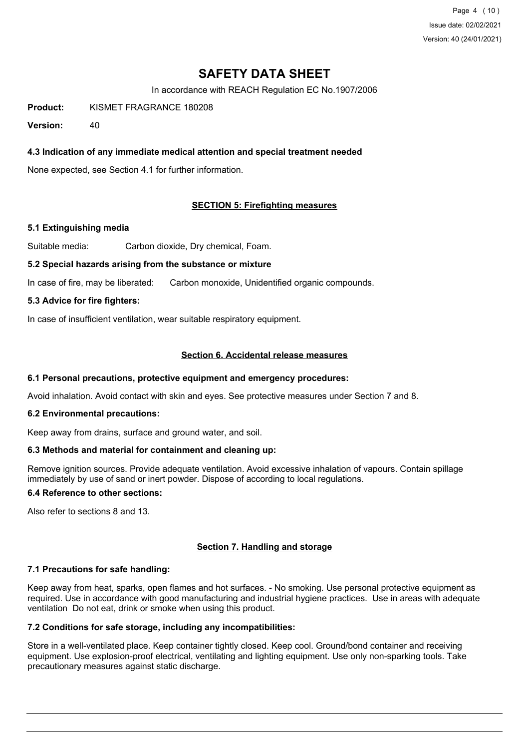# SAFETY DATA SHEET

In accordance with REACH Regulation EC No.1907/2006

**Product:** KISMET FRAGRANCE 180208

**Version:** 40

### 4.3 Indication of any immediate medical attention and special treatment needed

None expected, see Section 4.1 for further information.

## SECTION 5: Firefighting measures

### 5.1 Extinguishing media

Suitable media: Carbon dioxide, Dry chemical, Foam.

### 5.2 Special hazards arising from the substance or mixture

In case of fire, may be liberated: Carbon monoxide, Unidentified organic compounds.

### 5.3 Advice for fire fighters:

In case of insufficient ventilation, wear suitable respiratory equipment.

## Section 6. Accidental release measures

### 6.1 Personal precautions, protective equipment and emergency procedures:

Avoid inhalation. Avoid contact with skin and eyes. See protective measures under Section 7 and 8.

### 6.2 Environmental precautions:

Keep away from drains, surface and ground water, and soil.

### 6.3 Methods and material for containment and cleaning up:

Remove ignition sources. Provide adequate ventilation. Avoid excessive inhalation of vapours. Contain spillage immediately by use of sand or inert powder. Dispose of according to local regulations.

### 6.4 Reference to other sections:

Also refer to sections 8 and 13.

## Section 7. Handling and storage

### 7.1 Precautions for safe handling:

Keep away from heat, sparks, open flames and hot surfaces. - No smoking. Use personal protective equipment as required. Use in accordance with good manufacturing and industrial hygiene practices. Use in areas with adequate ventilation Do not eat, drink or smoke when using this product.

### 7.2 Conditions for safe storage, including any incompatibilities:

Store in a well-ventilated place. Keep container tightly closed. Keep cool. Ground/bond container and receiving equipment. Use explosion-proof electrical, ventilating and lighting equipment. Use only non-sparking tools. Take precautionary measures against static discharge.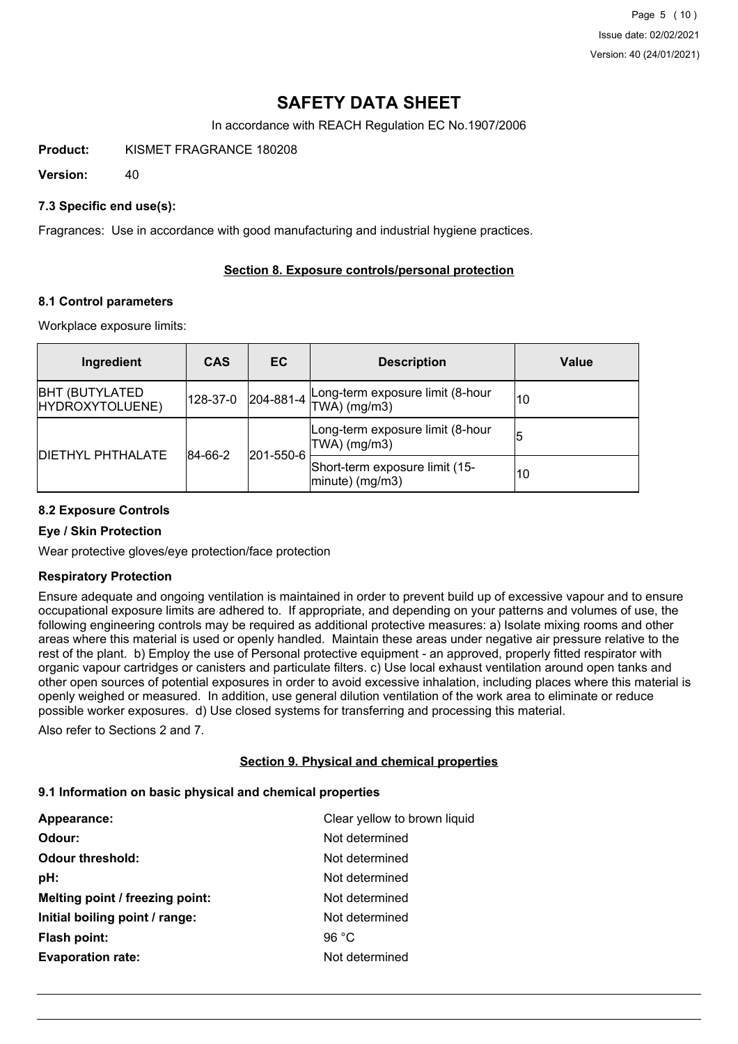# SAFETY DATA SHEET

In accordance with REACH Regulation EC No.1907/2006

**Product:** KISMET FRAGRANCE 180208

**Version:** 40

### 7.3 Specific end use(s):

Fragrances: Use in accordance with good manufacturing and industrial hygiene practices.

## Section 8. Exposure controls/personal protection

### 8.1 Control parameters

Workplace exposure limits:

| Ingredient | CAS | EC | Description | Value |
|---|---|---|---|---|
| BHT (BUTYLATED HYDROXYTOLUENE) | 128-37-0 | 204-881-4 | Long-term exposure limit (8-hour TWA) (mg/m3) | 10 |
| DIETHYL PHTHALATE | 84-66-2 | 201-550-6 | Long-term exposure limit (8-hour TWA) (mg/m3) | 5 |
| | | | Short-term exposure limit (15-minute) (mg/m3) | 10 |

### 8.2 Exposure Controls

#### Eye / Skin Protection

Wear protective gloves/eye protection/face protection

#### Respiratory Protection

Ensure adequate and ongoing ventilation is maintained in order to prevent build up of excessive vapour and to ensure occupational exposure limits are adhered to. If appropriate, and depending on your patterns and volumes of use, the following engineering controls may be required as additional protective measures: a) Isolate mixing rooms and other areas where this material is used or openly handled. Maintain these areas under negative air pressure relative to the rest of the plant. b) Employ the use of Personal protective equipment - an approved, properly fitted respirator with organic vapour cartridges or canisters and particulate filters. c) Use local exhaust ventilation around open tanks and other open sources of potential exposures in order to avoid excessive inhalation, including places where this material is openly weighed or measured. In addition, use general dilution ventilation of the work area to eliminate or reduce possible worker exposures. d) Use closed systems for transferring and processing this material.

Also refer to Sections 2 and 7.

## Section 9. Physical and chemical properties

### 9.1 Information on basic physical and chemical properties

**Appearance:** Clear yellow to brown liquid

**Odour:** Not determined

**Odour threshold:** Not determined

**pH:** Not determined

**Melting point / freezing point:** Not determined

**Initial boiling point / range:** Not determined

**Flash point:** 96 °C

**Evaporation rate:** Not determined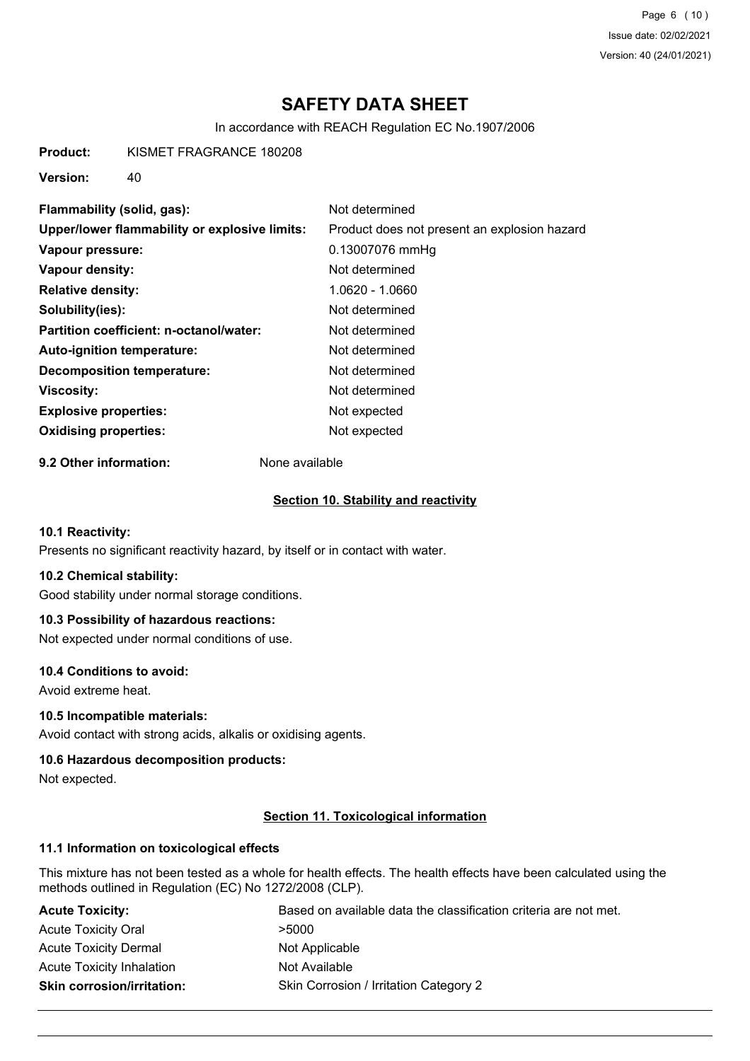# SAFETY DATA SHEET

In accordance with REACH Regulation EC No.1907/2006

**Product:** KISMET FRAGRANCE 180208

**Version:** 40

| | |
|---|---|
| **Flammability (solid, gas):** | Not determined |
| **Upper/lower flammability or explosive limits:** | Product does not present an explosion hazard |
| **Vapour pressure:** | 0.13007076 mmHg |
| **Vapour density:** | Not determined |
| **Relative density:** | 1.0620 - 1.0660 |
| **Solubility(ies):** | Not determined |
| **Partition coefficient: n-octanol/water:** | Not determined |
| **Auto-ignition temperature:** | Not determined |
| **Decomposition temperature:** | Not determined |
| **Viscosity:** | Not determined |
| **Explosive properties:** | Not expected |
| **Oxidising properties:** | Not expected |

**9.2 Other information:** None available

## Section 10. Stability and reactivity

### 10.1 Reactivity:

Presents no significant reactivity hazard, by itself or in contact with water.

### 10.2 Chemical stability:

Good stability under normal storage conditions.

### 10.3 Possibility of hazardous reactions:

Not expected under normal conditions of use.

### 10.4 Conditions to avoid:

Avoid extreme heat.

### 10.5 Incompatible materials:

Avoid contact with strong acids, alkalis or oxidising agents.

### 10.6 Hazardous decomposition products:

Not expected.

## Section 11. Toxicological information

### 11.1 Information on toxicological effects

This mixture has not been tested as a whole for health effects. The health effects have been calculated using the methods outlined in Regulation (EC) No 1272/2008 (CLP).

| | |
|---|---|
| **Acute Toxicity:** | Based on available data the classification criteria are not met. |
| Acute Toxicity Oral | >5000 |
| Acute Toxicity Dermal | Not Applicable |
| Acute Toxicity Inhalation | Not Available |
| **Skin corrosion/irritation:** | Skin Corrosion / Irritation Category 2 |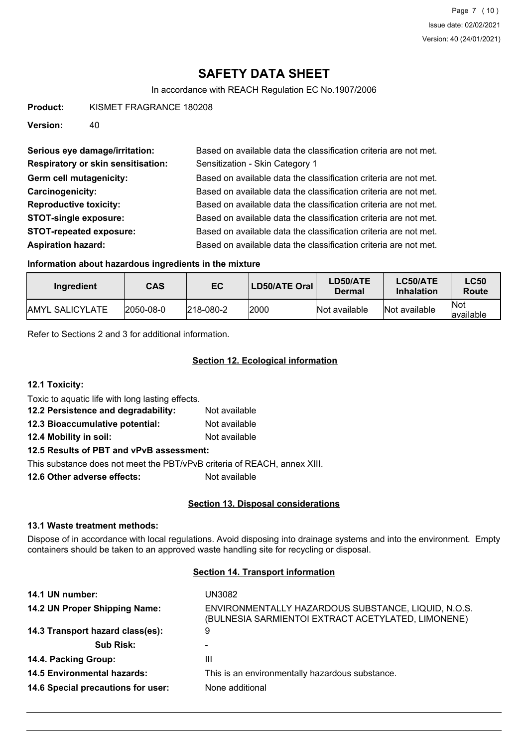# SAFETY DATA SHEET

In accordance with REACH Regulation EC No.1907/2006

**Product:** KISMET FRAGRANCE 180208

**Version:** 40

**Serious eye damage/irritation:** Based on available data the classification criteria are not met.

**Respiratory or skin sensitisation:** Sensitization - Skin Category 1

**Germ cell mutagenicity:** Based on available data the classification criteria are not met.

**Carcinogenicity:** Based on available data the classification criteria are not met.

**Reproductive toxicity:** Based on available data the classification criteria are not met.

**STOT-single exposure:** Based on available data the classification criteria are not met.

**STOT-repeated exposure:** Based on available data the classification criteria are not met.

**Aspiration hazard:** Based on available data the classification criteria are not met.

**Information about hazardous ingredients in the mixture**

| Ingredient | CAS | EC | LD50/ATE Oral | LD50/ATE Dermal | LC50/ATE Inhalation | LC50 Route |
|---|---|---|---|---|---|---|
| AMYL SALICYLATE | 2050-08-0 | 218-080-2 | 2000 | Not available | Not available | Not available |

Refer to Sections 2 and 3 for additional information.

## Section 12. Ecological information

**12.1 Toxicity:**

Toxic to aquatic life with long lasting effects.

**12.2 Persistence and degradability:** Not available

**12.3 Bioaccumulative potential:** Not available

**12.4 Mobility in soil:** Not available

**12.5 Results of PBT and vPvB assessment:**

This substance does not meet the PBT/vPvB criteria of REACH, annex XIII.

**12.6 Other adverse effects:** Not available

## Section 13. Disposal considerations

**13.1 Waste treatment methods:**

Dispose of in accordance with local regulations. Avoid disposing into drainage systems and into the environment. Empty containers should be taken to an approved waste handling site for recycling or disposal.

## Section 14. Transport information

**14.1 UN number:** UN3082

**14.2 UN Proper Shipping Name:** ENVIRONMENTALLY HAZARDOUS SUBSTANCE, LIQUID, N.O.S. (BULNESIA SARMIENTOI EXTRACT ACETYLATED, LIMONENE)

**14.3 Transport hazard class(es):** 9

**Sub Risk:** -

**14.4. Packing Group:** III

**14.5 Environmental hazards:** This is an environmentally hazardous substance.

**14.6 Special precautions for user:** None additional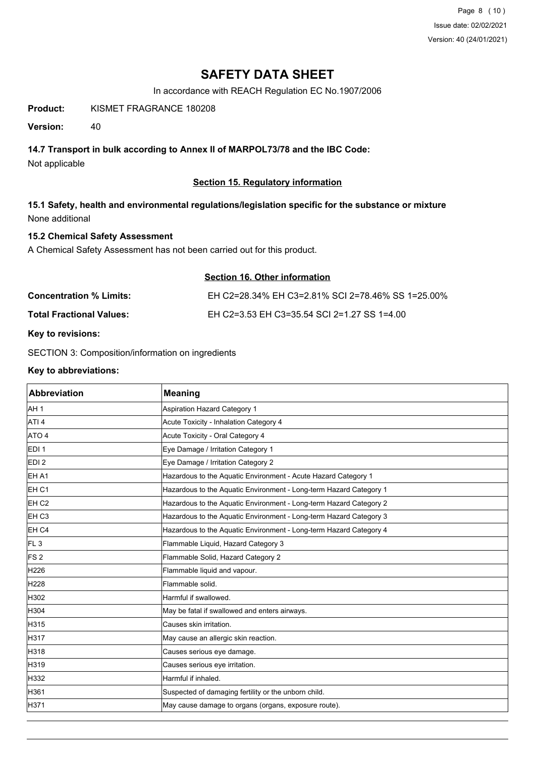# SAFETY DATA SHEET

In accordance with REACH Regulation EC No.1907/2006

**Product:** KISMET FRAGRANCE 180208

**Version:** 40

### 14.7 Transport in bulk according to Annex II of MARPOL73/78 and the IBC Code:

Not applicable

## Section 15. Regulatory information

### 15.1 Safety, health and environmental regulations/legislation specific for the substance or mixture

None additional

### 15.2 Chemical Safety Assessment

A Chemical Safety Assessment has not been carried out for this product.

## Section 16. Other information

**Concentration % Limits:** EH C2=28.34% EH C3=2.81% SCI 2=78.46% SS 1=25.00%

**Total Fractional Values:** EH C2=3.53 EH C3=35.54 SCI 2=1.27 SS 1=4.00

**Key to revisions:**

SECTION 3: Composition/information on ingredients

**Key to abbreviations:**

| Abbreviation | Meaning |
|---|---|
| AH 1 | Aspiration Hazard Category 1 |
| ATI 4 | Acute Toxicity - Inhalation Category 4 |
| ATO 4 | Acute Toxicity - Oral Category 4 |
| EDI 1 | Eye Damage / Irritation Category 1 |
| EDI 2 | Eye Damage / Irritation Category 2 |
| EH A1 | Hazardous to the Aquatic Environment - Acute Hazard Category 1 |
| EH C1 | Hazardous to the Aquatic Environment - Long-term Hazard Category 1 |
| EH C2 | Hazardous to the Aquatic Environment - Long-term Hazard Category 2 |
| EH C3 | Hazardous to the Aquatic Environment - Long-term Hazard Category 3 |
| EH C4 | Hazardous to the Aquatic Environment - Long-term Hazard Category 4 |
| FL 3 | Flammable Liquid, Hazard Category 3 |
| FS 2 | Flammable Solid, Hazard Category 2 |
| H226 | Flammable liquid and vapour. |
| H228 | Flammable solid. |
| H302 | Harmful if swallowed. |
| H304 | May be fatal if swallowed and enters airways. |
| H315 | Causes skin irritation. |
| H317 | May cause an allergic skin reaction. |
| H318 | Causes serious eye damage. |
| H319 | Causes serious eye irritation. |
| H332 | Harmful if inhaled. |
| H361 | Suspected of damaging fertility or the unborn child. |
| H371 | May cause damage to organs (organs, exposure route). |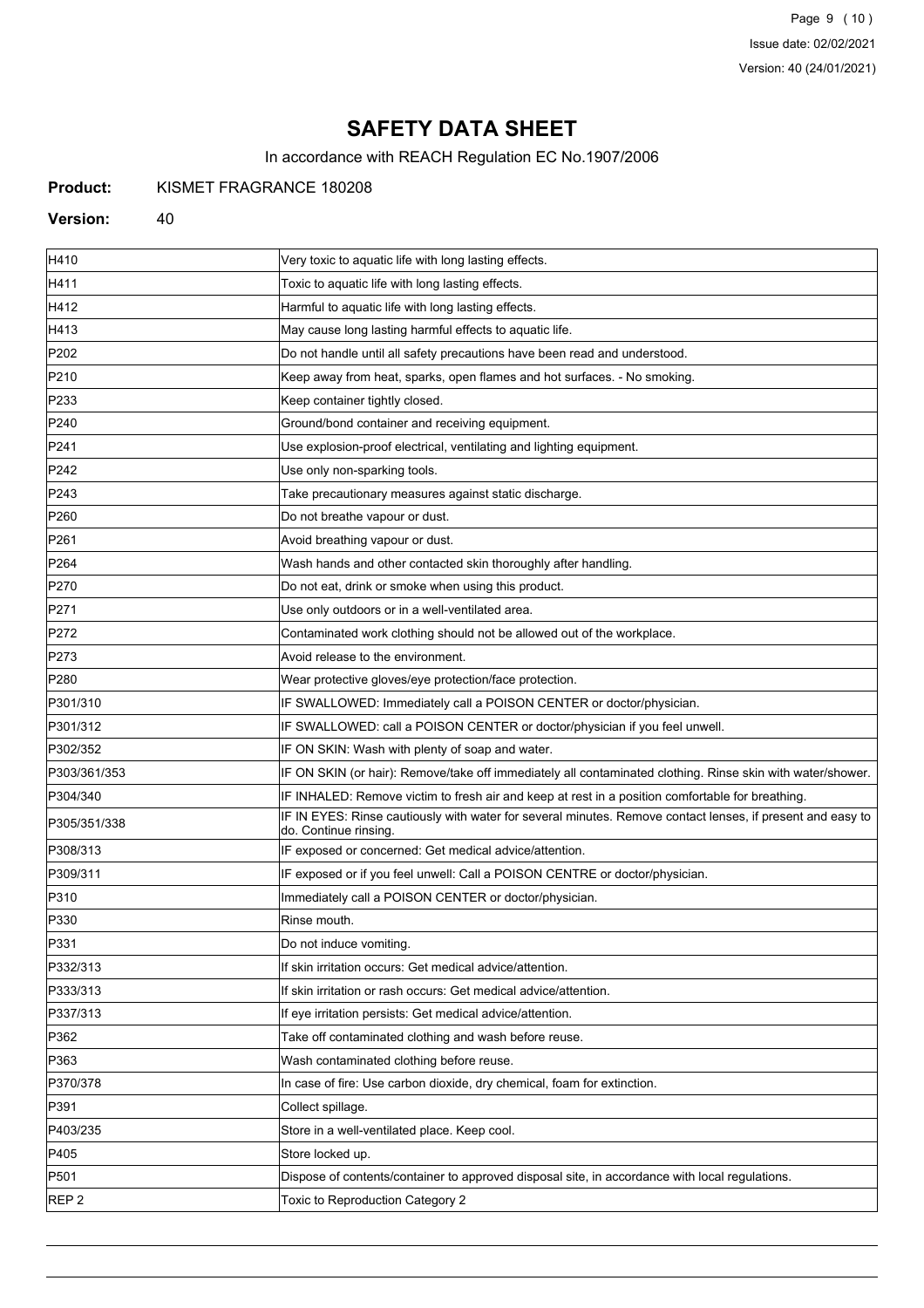# SAFETY DATA SHEET

In accordance with REACH Regulation EC No.1907/2006

**Product:** KISMET FRAGRANCE 180208

**Version:** 40

| | |
|---|---|
| H410 | Very toxic to aquatic life with long lasting effects. |
| H411 | Toxic to aquatic life with long lasting effects. |
| H412 | Harmful to aquatic life with long lasting effects. |
| H413 | May cause long lasting harmful effects to aquatic life. |
| P202 | Do not handle until all safety precautions have been read and understood. |
| P210 | Keep away from heat, sparks, open flames and hot surfaces. - No smoking. |
| P233 | Keep container tightly closed. |
| P240 | Ground/bond container and receiving equipment. |
| P241 | Use explosion-proof electrical, ventilating and lighting equipment. |
| P242 | Use only non-sparking tools. |
| P243 | Take precautionary measures against static discharge. |
| P260 | Do not breathe vapour or dust. |
| P261 | Avoid breathing vapour or dust. |
| P264 | Wash hands and other contacted skin thoroughly after handling. |
| P270 | Do not eat, drink or smoke when using this product. |
| P271 | Use only outdoors or in a well-ventilated area. |
| P272 | Contaminated work clothing should not be allowed out of the workplace. |
| P273 | Avoid release to the environment. |
| P280 | Wear protective gloves/eye protection/face protection. |
| P301/310 | IF SWALLOWED: Immediately call a POISON CENTER or doctor/physician. |
| P301/312 | IF SWALLOWED: call a POISON CENTER or doctor/physician if you feel unwell. |
| P302/352 | IF ON SKIN: Wash with plenty of soap and water. |
| P303/361/353 | IF ON SKIN (or hair): Remove/take off immediately all contaminated clothing. Rinse skin with water/shower. |
| P304/340 | IF INHALED: Remove victim to fresh air and keep at rest in a position comfortable for breathing. |
| P305/351/338 | IF IN EYES: Rinse cautiously with water for several minutes. Remove contact lenses, if present and easy to do. Continue rinsing. |
| P308/313 | IF exposed or concerned: Get medical advice/attention. |
| P309/311 | IF exposed or if you feel unwell: Call a POISON CENTRE or doctor/physician. |
| P310 | Immediately call a POISON CENTER or doctor/physician. |
| P330 | Rinse mouth. |
| P331 | Do not induce vomiting. |
| P332/313 | If skin irritation occurs: Get medical advice/attention. |
| P333/313 | If skin irritation or rash occurs: Get medical advice/attention. |
| P337/313 | If eye irritation persists: Get medical advice/attention. |
| P362 | Take off contaminated clothing and wash before reuse. |
| P363 | Wash contaminated clothing before reuse. |
| P370/378 | In case of fire: Use carbon dioxide, dry chemical, foam for extinction. |
| P391 | Collect spillage. |
| P403/235 | Store in a well-ventilated place. Keep cool. |
| P405 | Store locked up. |
| P501 | Dispose of contents/container to approved disposal site, in accordance with local regulations. |
| REP 2 | Toxic to Reproduction Category 2 |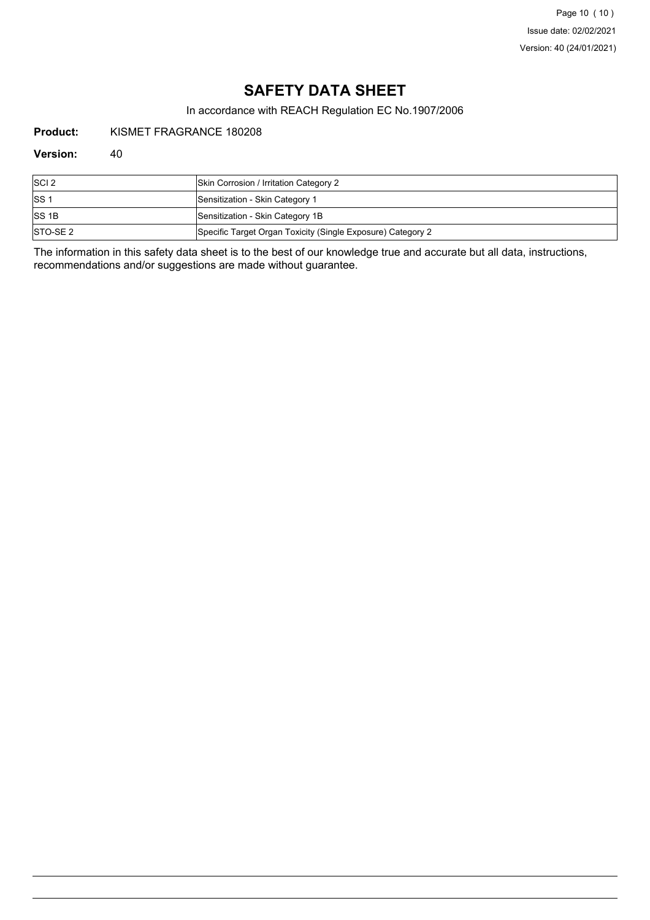# SAFETY DATA SHEET

In accordance with REACH Regulation EC No.1907/2006

**Product:** KISMET FRAGRANCE 180208

**Version:** 40

| | |
|---|---|
| SCI 2 | Skin Corrosion / Irritation Category 2 |
| SS 1 | Sensitization - Skin Category 1 |
| SS 1B | Sensitization - Skin Category 1B |
| STO-SE 2 | Specific Target Organ Toxicity (Single Exposure) Category 2 |

The information in this safety data sheet is to the best of our knowledge true and accurate but all data, instructions, recommendations and/or suggestions are made without guarantee.